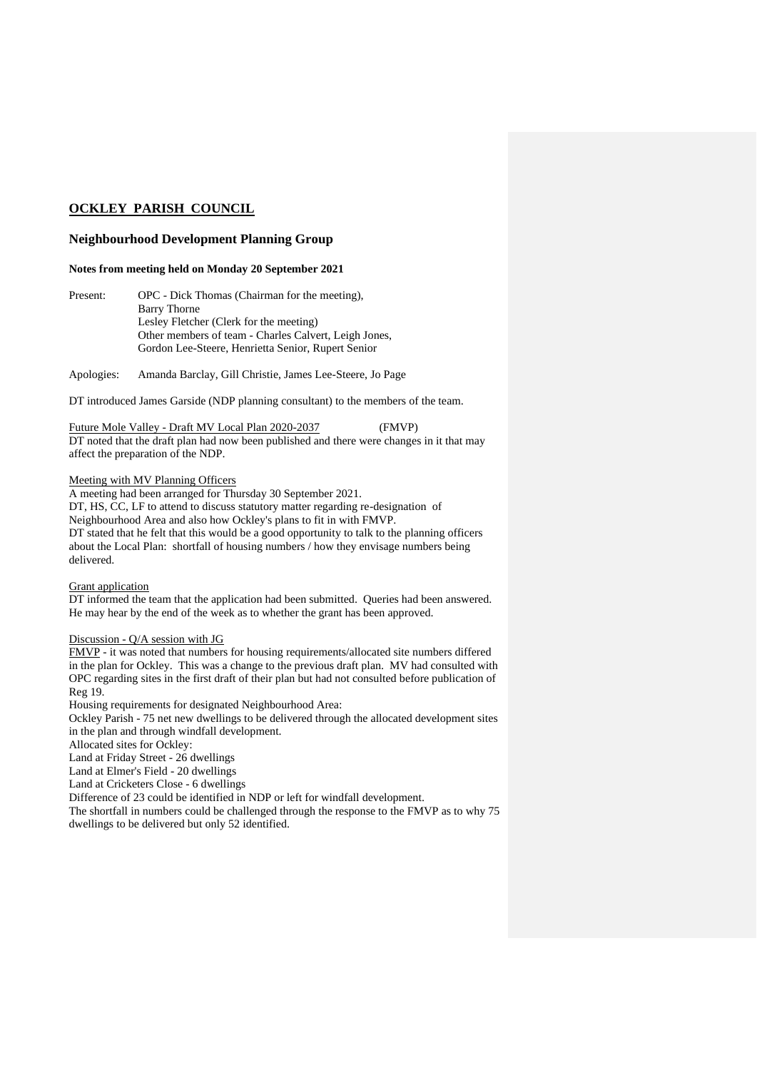# **OCKLEY PARISH COUNCIL**

## **Neighbourhood Development Planning Group**

**Notes from meeting held on Monday 20 September 2021**

Present: OPC - Dick Thomas (Chairman for the meeting),
Barry Thorne
Lesley Fletcher (Clerk for the meeting)
Other members of team - Charles Calvert, Leigh Jones,
Gordon Lee-Steere, Henrietta Senior, Rupert Senior

Apologies: Amanda Barclay, Gill Christie, James Lee-Steere, Jo Page

DT introduced James Garside (NDP planning consultant) to the members of the team.

Future Mole Valley - Draft MV Local Plan 2020-2037 (FMVP)
DT noted that the draft plan had now been published and there were changes in it that may affect the preparation of the NDP.

Meeting with MV Planning Officers
A meeting had been arranged for Thursday 30 September 2021.
DT, HS, CC, LF to attend to discuss statutory matter regarding re-designation of Neighbourhood Area and also how Ockley's plans to fit in with FMVP.
DT stated that he felt that this would be a good opportunity to talk to the planning officers about the Local Plan: shortfall of housing numbers / how they envisage numbers being delivered.

Grant application
DT informed the team that the application had been submitted. Queries had been answered. He may hear by the end of the week as to whether the grant has been approved.

Discussion - Q/A session with JG
FMVP - it was noted that numbers for housing requirements/allocated site numbers differed in the plan for Ockley. This was a change to the previous draft plan. MV had consulted with OPC regarding sites in the first draft of their plan but had not consulted before publication of Reg 19.
Housing requirements for designated Neighbourhood Area:
Ockley Parish - 75 net new dwellings to be delivered through the allocated development sites in the plan and through windfall development.
Allocated sites for Ockley:
Land at Friday Street - 26 dwellings
Land at Elmer's Field - 20 dwellings
Land at Cricketers Close - 6 dwellings
Difference of 23 could be identified in NDP or left for windfall development.
The shortfall in numbers could be challenged through the response to the FMVP as to why 75 dwellings to be delivered but only 52 identified.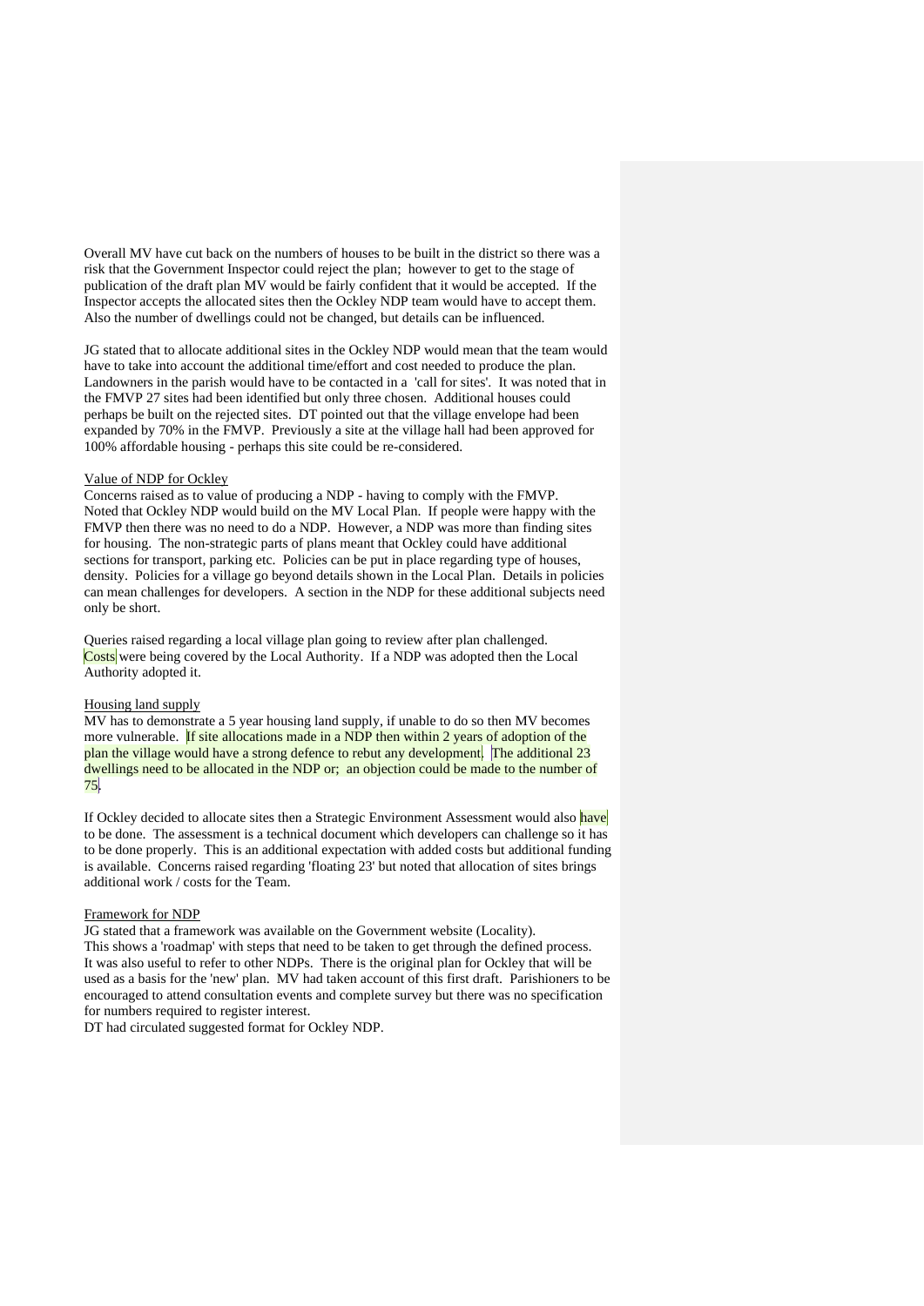Overall MV have cut back on the numbers of houses to be built in the district so there was a risk that the Government Inspector could reject the plan; however to get to the stage of publication of the draft plan MV would be fairly confident that it would be accepted. If the Inspector accepts the allocated sites then the Ockley NDP team would have to accept them. Also the number of dwellings could not be changed, but details can be influenced.

JG stated that to allocate additional sites in the Ockley NDP would mean that the team would have to take into account the additional time/effort and cost needed to produce the plan. Landowners in the parish would have to be contacted in a 'call for sites'. It was noted that in the FMVP 27 sites had been identified but only three chosen. Additional houses could perhaps be built on the rejected sites. DT pointed out that the village envelope had been expanded by 70% in the FMVP. Previously a site at the village hall had been approved for 100% affordable housing - perhaps this site could be re-considered.

Value of NDP for Ockley

Concerns raised as to value of producing a NDP - having to comply with the FMVP. Noted that Ockley NDP would build on the MV Local Plan. If people were happy with the FMVP then there was no need to do a NDP. However, a NDP was more than finding sites for housing. The non-strategic parts of plans meant that Ockley could have additional sections for transport, parking etc. Policies can be put in place regarding type of houses, density. Policies for a village go beyond details shown in the Local Plan. Details in policies can mean challenges for developers. A section in the NDP for these additional subjects need only be short.

Queries raised regarding a local village plan going to review after plan challenged. Costs were being covered by the Local Authority. If a NDP was adopted then the Local Authority adopted it.

Housing land supply

MV has to demonstrate a 5 year housing land supply, if unable to do so then MV becomes more vulnerable. If site allocations made in a NDP then within 2 years of adoption of the plan the village would have a strong defence to rebut any development. The additional 23 dwellings need to be allocated in the NDP or; an objection could be made to the number of 75.

If Ockley decided to allocate sites then a Strategic Environment Assessment would also have to be done. The assessment is a technical document which developers can challenge so it has to be done properly. This is an additional expectation with added costs but additional funding is available. Concerns raised regarding 'floating 23' but noted that allocation of sites brings additional work / costs for the Team.

Framework for NDP

JG stated that a framework was available on the Government website (Locality). This shows a 'roadmap' with steps that need to be taken to get through the defined process. It was also useful to refer to other NDPs. There is the original plan for Ockley that will be used as a basis for the 'new' plan. MV had taken account of this first draft. Parishioners to be encouraged to attend consultation events and complete survey but there was no specification for numbers required to register interest.
DT had circulated suggested format for Ockley NDP.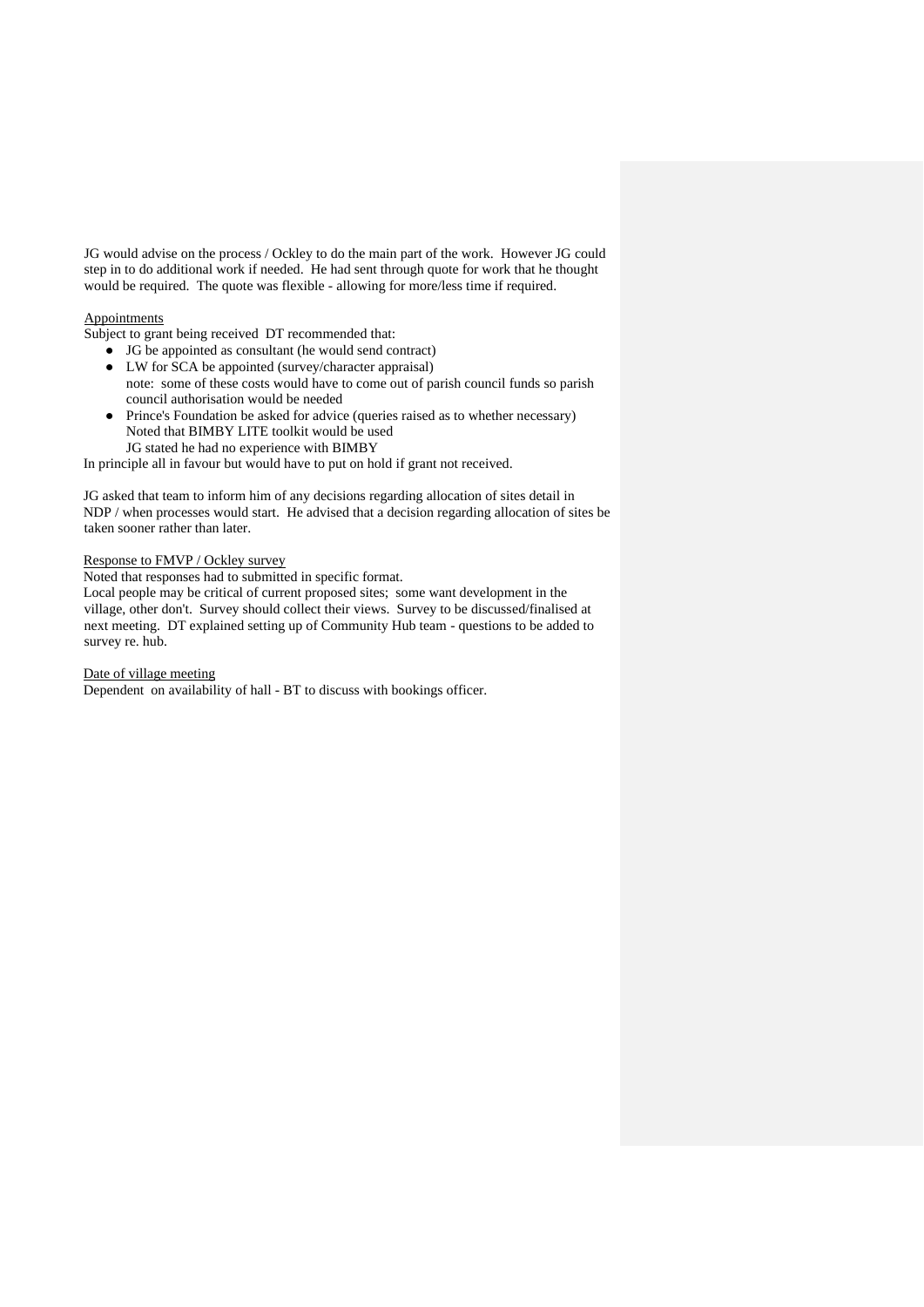JG would advise on the process / Ockley to do the main part of the work. However JG could step in to do additional work if needed. He had sent through quote for work that he thought would be required. The quote was flexible - allowing for more/less time if required.

Appointments

Subject to grant being received DT recommended that:

- JG be appointed as consultant (he would send contract)
- LW for SCA be appointed (survey/character appraisal)
  note: some of these costs would have to come out of parish council funds so parish council authorisation would be needed
- Prince's Foundation be asked for advice (queries raised as to whether necessary)
  Noted that BIMBY LITE toolkit would be used
  JG stated he had no experience with BIMBY

In principle all in favour but would have to put on hold if grant not received.

JG asked that team to inform him of any decisions regarding allocation of sites detail in NDP / when processes would start. He advised that a decision regarding allocation of sites be taken sooner rather than later.

Response to FMVP / Ockley survey

Noted that responses had to submitted in specific format.
Local people may be critical of current proposed sites; some want development in the village, other don't. Survey should collect their views. Survey to be discussed/finalised at next meeting. DT explained setting up of Community Hub team - questions to be added to survey re. hub.

Date of village meeting

Dependent on availability of hall - BT to discuss with bookings officer.